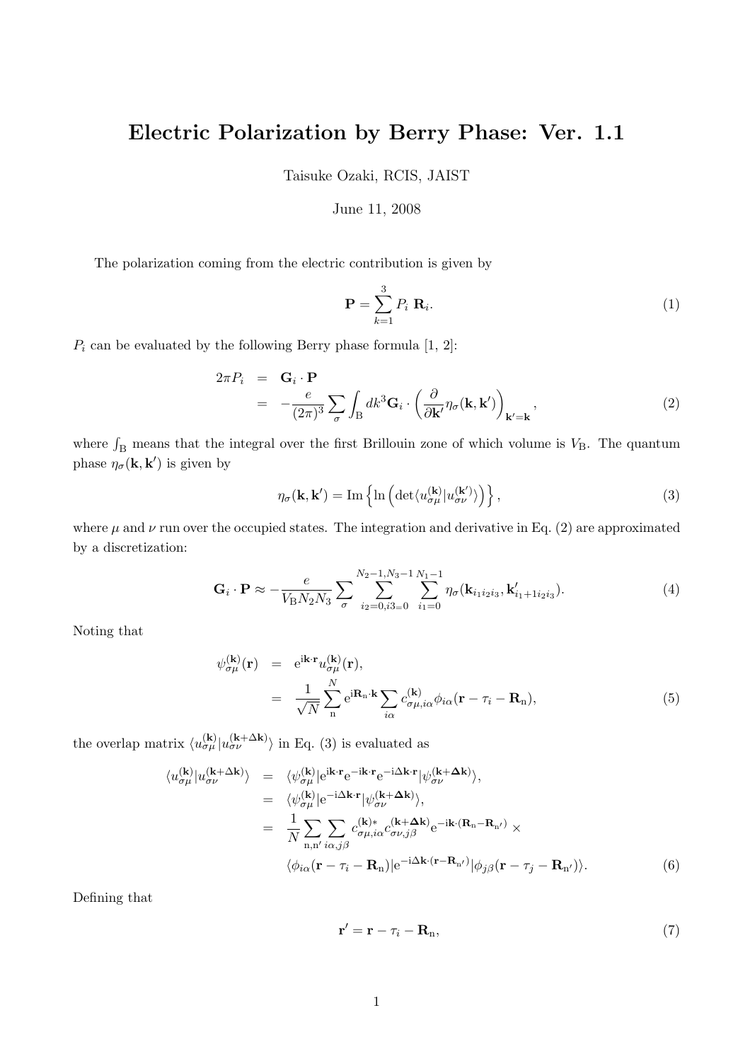# Electric Polarization by Berry Phase: Ver. 1.1

Taisuke Ozaki, RCIS, JAIST

June 11, 2008

The polarization coming from the electric contribution is given by

$$\mathbf{P} = \sum_{k=1}^{3} P_i \ \mathbf{R}_i. \tag{1}$$

$P_i$ can be evaluated by the following Berry phase formula [1, 2]:

$$\begin{aligned} 2\pi P_i &= \mathbf{G}_i \cdot \mathbf{P} \\ &= -\frac{e}{(2\pi)^3} \sum_{\sigma} \int_{\mathrm{B}} dk^3 \mathbf{G}_i \cdot \left( \frac{\partial}{\partial \mathbf{k}'} \eta_{\sigma}(\mathbf{k}, \mathbf{k}') \right)_{\mathbf{k}'=\mathbf{k}}, \end{aligned} \tag{2}$$

where $\int_{\mathrm{B}}$ means that the integral over the first Brillouin zone of which volume is $V_{\mathrm{B}}$. The quantum phase $\eta_{\sigma}(\mathbf{k}, \mathbf{k}')$ is given by

$$\eta_{\sigma}(\mathbf{k}, \mathbf{k}') = \mathrm{Im} \left\{ \ln \left( \det \langle u_{\sigma\mu}^{(\mathbf{k})} | u_{\sigma\nu}^{(\mathbf{k}')} \rangle \right) \right\}, \tag{3}$$

where $\mu$ and $\nu$ run over the occupied states. The integration and derivative in Eq. (2) are approximated by a discretization:

$$\mathbf{G}_i \cdot \mathbf{P} \approx -\frac{e}{V_{\mathrm{B}} N_2 N_3} \sum_{\sigma} \sum_{i_2=0, i_3=0}^{N_2-1, N_3-1} \sum_{i_1=0}^{N_1-1} \eta_{\sigma}(\mathbf{k}_{i_1 i_2 i_3}, \mathbf{k}'_{i_1+1 i_2 i_3}). \tag{4}$$

Noting that

$$\begin{aligned} \psi_{\sigma\mu}^{(\mathbf{k})}(\mathbf{r}) &= \mathrm{e}^{\mathrm{i}\mathbf{k}\cdot\mathbf{r}} u_{\sigma\mu}^{(\mathbf{k})}(\mathbf{r}), \\ &= \frac{1}{\sqrt{N}} \sum_{\mathrm{n}}^{N} \mathrm{e}^{\mathrm{i}\mathbf{R}_{\mathrm{n}}\cdot\mathbf{k}} \sum_{i\alpha} c_{\sigma\mu, i\alpha}^{(\mathbf{k})} \phi_{i\alpha}(\mathbf{r} - \tau_i - \mathbf{R}_{\mathrm{n}}), \end{aligned} \tag{5}$$

the overlap matrix $\langle u_{\sigma\mu}^{(\mathbf{k})} | u_{\sigma\nu}^{(\mathbf{k}+\Delta\mathbf{k})} \rangle$ in Eq. (3) is evaluated as

$$\begin{aligned} \langle u_{\sigma\mu}^{(\mathbf{k})} | u_{\sigma\nu}^{(\mathbf{k}+\Delta\mathbf{k})} \rangle &= \langle \psi_{\sigma\mu}^{(\mathbf{k})} | \mathrm{e}^{\mathrm{i}\mathbf{k}\cdot\mathbf{r}} \mathrm{e}^{-\mathrm{i}\mathbf{k}\cdot\mathbf{r}} \mathrm{e}^{-\mathrm{i}\Delta\mathbf{k}\cdot\mathbf{r}} | \psi_{\sigma\nu}^{(\mathbf{k}+\Delta\mathbf{k})} \rangle, \\ &= \langle \psi_{\sigma\mu}^{(\mathbf{k})} | \mathrm{e}^{-\mathrm{i}\Delta\mathbf{k}\cdot\mathbf{r}} | \psi_{\sigma\nu}^{(\mathbf{k}+\Delta\mathbf{k})} \rangle, \\ &= \frac{1}{N} \sum_{\mathrm{n},\mathrm{n}'} \sum_{i\alpha, j\beta} c_{\sigma\mu, i\alpha}^{(\mathbf{k})*} c_{\sigma\nu, j\beta}^{(\mathbf{k}+\Delta\mathbf{k})} \mathrm{e}^{-\mathrm{i}\mathbf{k}\cdot(\mathbf{R}_{\mathrm{n}} - \mathbf{R}_{\mathrm{n}'})} \times \\ &\quad \langle \phi_{i\alpha}(\mathbf{r} - \tau_i - \mathbf{R}_{\mathrm{n}}) | \mathrm{e}^{-\mathrm{i}\Delta\mathbf{k}\cdot(\mathbf{r} - \mathbf{R}_{\mathrm{n}'})} | \phi_{j\beta}(\mathbf{r} - \tau_j - \mathbf{R}_{\mathrm{n}'}) \rangle. \end{aligned} \tag{6}$$

Defining that

$$\mathbf{r}' = \mathbf{r} - \tau_i - \mathbf{R}_{\mathrm{n}}, \tag{7}$$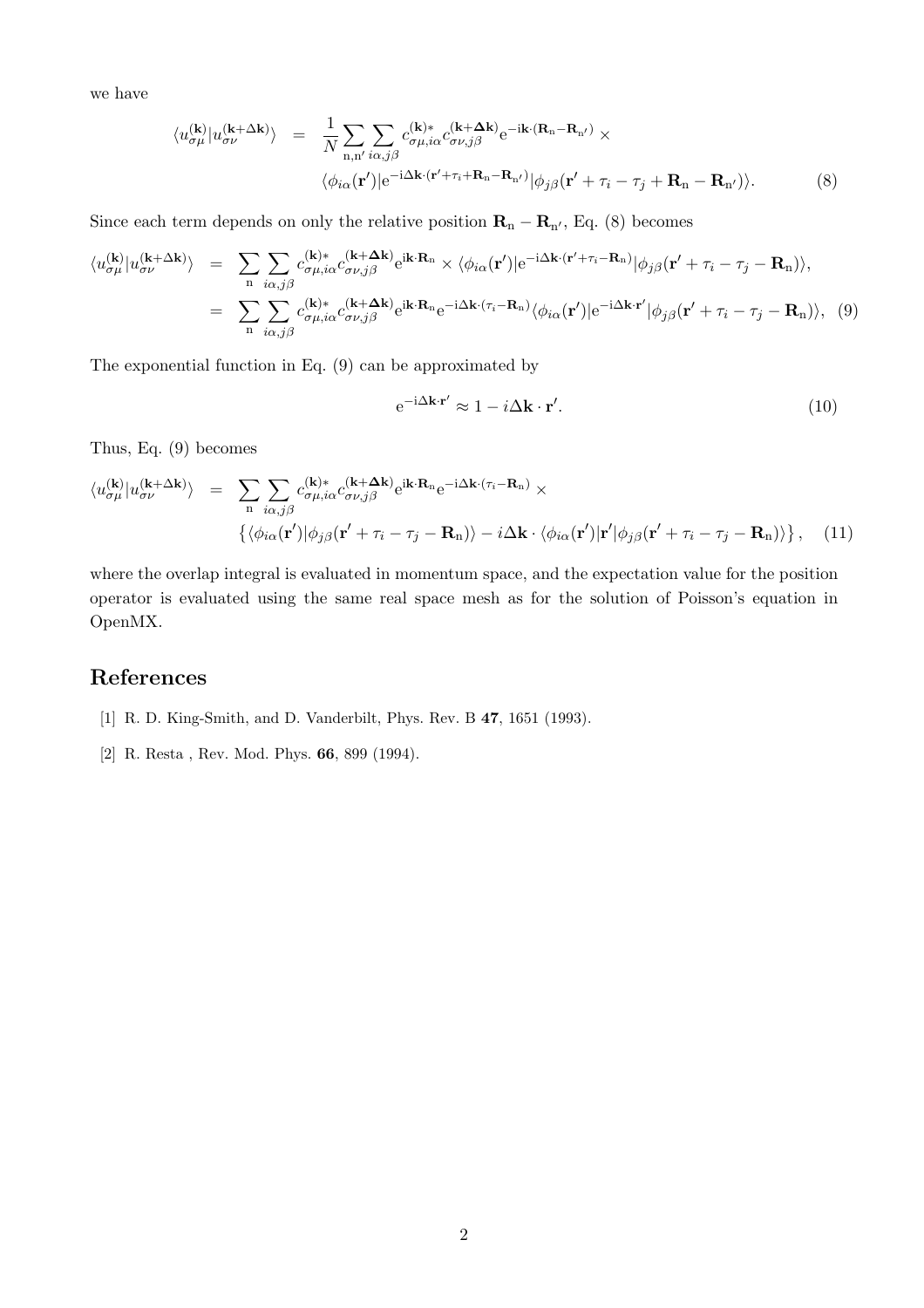we have

$$
\begin{aligned}
\langle u_{\sigma\mu}^{(\mathbf{k})} | u_{\sigma\nu}^{(\mathbf{k}+\Delta\mathbf{k})} \rangle &= \frac{1}{N} \sum_{\mathrm{n},\mathrm{n}'} \sum_{i\alpha,j\beta} c_{\sigma\mu,i\alpha}^{(\mathbf{k})*} c_{\sigma\nu,j\beta}^{(\mathbf{k}+\mathbf{\Delta k})} \mathrm{e}^{-\mathrm{i}\mathbf{k}\cdot(\mathbf{R}_{\mathrm{n}}-\mathbf{R}_{\mathrm{n}'})} \times \\
& \quad \langle \phi_{i\alpha}(\mathbf{r}') | \mathrm{e}^{-\mathrm{i}\Delta\mathbf{k}\cdot(\mathbf{r}'+\tau_i+\mathbf{R}_{\mathrm{n}}-\mathbf{R}_{\mathrm{n}'})} | \phi_{j\beta}(\mathbf{r}'+\tau_i-\tau_j+\mathbf{R}_{\mathrm{n}}-\mathbf{R}_{\mathrm{n}'}) \rangle. \qquad (8)
\end{aligned}
$$

Since each term depends on only the relative position $\mathbf{R}_{\mathrm{n}} - \mathbf{R}_{\mathrm{n}'}$, Eq. (8) becomes

$$
\begin{aligned}
\langle u_{\sigma\mu}^{(\mathbf{k})} | u_{\sigma\nu}^{(\mathbf{k}+\Delta\mathbf{k})} \rangle &= \sum_{\mathrm{n}} \sum_{i\alpha,j\beta} c_{\sigma\mu,i\alpha}^{(\mathbf{k})*} c_{\sigma\nu,j\beta}^{(\mathbf{k}+\mathbf{\Delta k})} \mathrm{e}^{\mathrm{i}\mathbf{k}\cdot\mathbf{R}_{\mathrm{n}}} \times \langle \phi_{i\alpha}(\mathbf{r}') | \mathrm{e}^{-\mathrm{i}\Delta\mathbf{k}\cdot(\mathbf{r}'+\tau_i-\mathbf{R}_{\mathrm{n}})} | \phi_{j\beta}(\mathbf{r}'+\tau_i-\tau_j-\mathbf{R}_{\mathrm{n}}) \rangle, \\
&= \sum_{\mathrm{n}} \sum_{i\alpha,j\beta} c_{\sigma\mu,i\alpha}^{(\mathbf{k})*} c_{\sigma\nu,j\beta}^{(\mathbf{k}+\mathbf{\Delta k})} \mathrm{e}^{\mathrm{i}\mathbf{k}\cdot\mathbf{R}_{\mathrm{n}}} \mathrm{e}^{-\mathrm{i}\Delta\mathbf{k}\cdot(\tau_i-\mathbf{R}_{\mathrm{n}})} \langle \phi_{i\alpha}(\mathbf{r}') | \mathrm{e}^{-\mathrm{i}\Delta\mathbf{k}\cdot\mathbf{r}'} | \phi_{j\beta}(\mathbf{r}'+\tau_i-\tau_j-\mathbf{R}_{\mathrm{n}}) \rangle, \quad (9)
\end{aligned}
$$

The exponential function in Eq. (9) can be approximated by

$$
\mathrm{e}^{-\mathrm{i}\Delta\mathbf{k}\cdot\mathbf{r}'} \approx 1 - i\Delta\mathbf{k}\cdot\mathbf{r}'. \qquad (10)
$$

Thus, Eq. (9) becomes

$$
\begin{aligned}
\langle u_{\sigma\mu}^{(\mathbf{k})} | u_{\sigma\nu}^{(\mathbf{k}+\Delta\mathbf{k})} \rangle &= \sum_{\mathrm{n}} \sum_{i\alpha,j\beta} c_{\sigma\mu,i\alpha}^{(\mathbf{k})*} c_{\sigma\nu,j\beta}^{(\mathbf{k}+\mathbf{\Delta k})} \mathrm{e}^{\mathrm{i}\mathbf{k}\cdot\mathbf{R}_{\mathrm{n}}} \mathrm{e}^{-\mathrm{i}\Delta\mathbf{k}\cdot(\tau_i-\mathbf{R}_{\mathrm{n}})} \times \\
& \quad \left\{ \langle \phi_{i\alpha}(\mathbf{r}') | \phi_{j\beta}(\mathbf{r}'+\tau_i-\tau_j-\mathbf{R}_{\mathrm{n}}) \rangle - i\Delta\mathbf{k}\cdot\langle \phi_{i\alpha}(\mathbf{r}') | \mathbf{r}' | \phi_{j\beta}(\mathbf{r}'+\tau_i-\tau_j-\mathbf{R}_{\mathrm{n}}) \rangle \right\}, \quad (11)
\end{aligned}
$$

where the overlap integral is evaluated in momentum space, and the expectation value for the position operator is evaluated using the same real space mesh as for the solution of Poisson's equation in OpenMX.

## References

[1] R. D. King-Smith, and D. Vanderbilt, Phys. Rev. B **47**, 1651 (1993).

[2] R. Resta , Rev. Mod. Phys. **66**, 899 (1994).